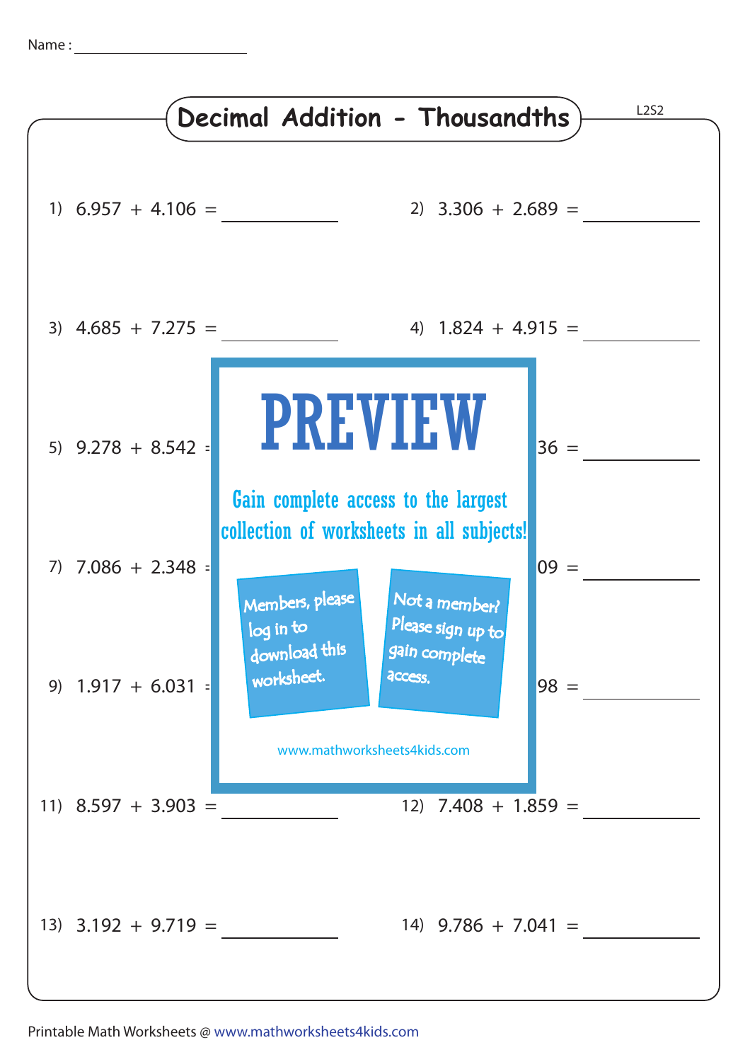Name : ____________________

# Decimal Addition - Thousandths

L2S2

1) $6.957 + 4.106 =$ ________

2) $3.306 + 2.689 =$ ________

3) $4.685 + 7.275 =$ ________

4) $1.824 + 4.915 =$ ________

5) $9.278 + 8.542 =$ ________

6) ...36 = ________

7) $7.086 + 2.348 =$ ________

8) ...09 = ________

9) $1.917 + 6.031 =$ ________

10) ...98 = ________

11) $8.597 + 3.903 =$ ________

12) $7.408 + 1.859 =$ ________

13) $3.192 + 9.719 =$ ________

14) $9.786 + 7.041 =$ ________

**PREVIEW**

Gain complete access to the largest collection of worksheets in all subjects!

Members, please log in to download this worksheet.

Not a member? Please sign up to gain complete access.

www.mathworksheets4kids.com

Printable Math Worksheets @ www.mathworksheets4kids.com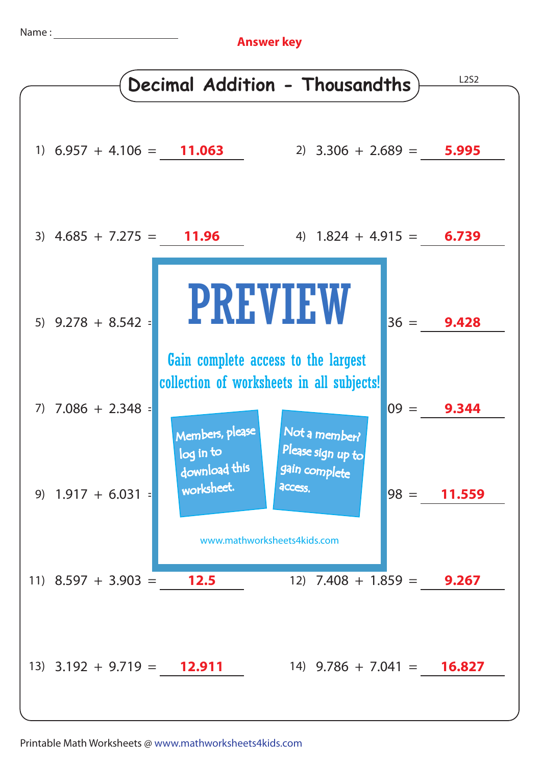Name : ____________________

**Answer key**

# Decimal Addition - Thousandths

L2S2

1) 6.957 + 4.106 = **11.063**

2) 3.306 + 2.689 = **5.995**

3) 4.685 + 7.275 = **11.96**

4) 1.824 + 4.915 = **6.739**

5) 9.278 + 8.542 =

6) 36 = **9.428**

7) 7.086 + 2.348 =

8) 09 = **9.344**

9) 1.917 + 6.031 =

10) 98 = **11.559**

PREVIEW

Gain complete access to the largest collection of worksheets in all subjects!

Members, please log in to download this worksheet.

Not a member? Please sign up to gain complete access.

www.mathworksheets4kids.com

11) 8.597 + 3.903 = **12.5**

12) 7.408 + 1.859 = **9.267**

13) 3.192 + 9.719 = **12.911**

14) 9.786 + 7.041 = **16.827**

Printable Math Worksheets @ www.mathworksheets4kids.com